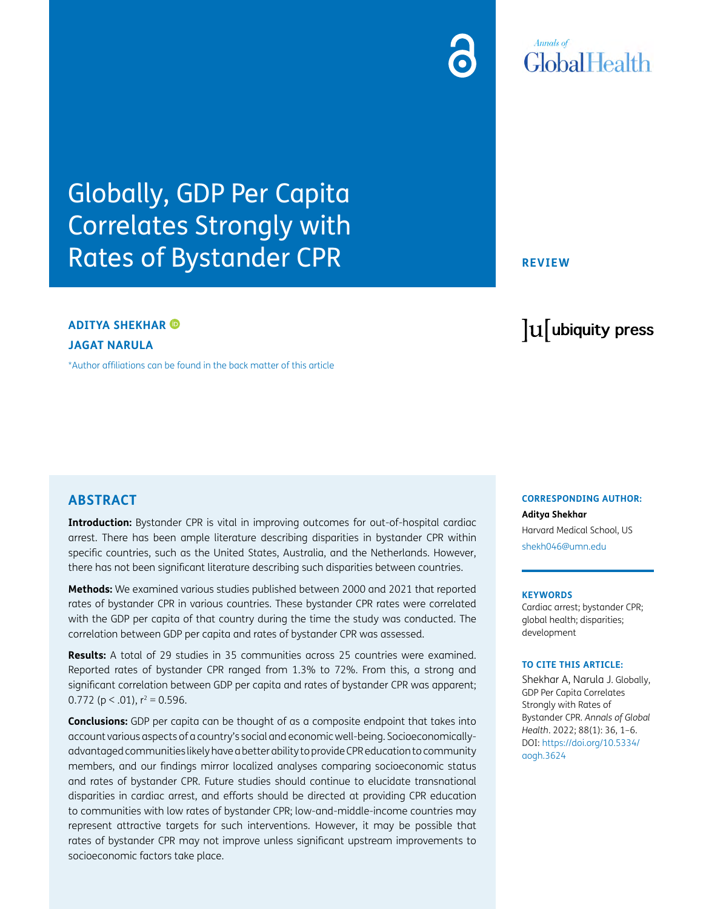# Globally, GDP Per Capita Correlates Strongly with Rates of Bystander CPR

REVIEW

**ADITYA SHEKHAR**

**JAGAT NARULA**

*Author affiliations can be found in the back matter of this article

## ABSTRACT

**Introduction:** Bystander CPR is vital in improving outcomes for out-of-hospital cardiac arrest. There has been ample literature describing disparities in bystander CPR within specific countries, such as the United States, Australia, and the Netherlands. However, there has not been significant literature describing such disparities between countries.

**Methods:** We examined various studies published between 2000 and 2021 that reported rates of bystander CPR in various countries. These bystander CPR rates were correlated with the GDP per capita of that country during the time the study was conducted. The correlation between GDP per capita and rates of bystander CPR was assessed.

**Results:** A total of 29 studies in 35 communities across 25 countries were examined. Reported rates of bystander CPR ranged from 1.3% to 72%. From this, a strong and significant correlation between GDP per capita and rates of bystander CPR was apparent; 0.772 ($p < .01$), $r^2 = 0.596$.

**Conclusions:** GDP per capita can be thought of as a composite endpoint that takes into account various aspects of a country's social and economic well-being. Socioeconomically-advantaged communities likely have a better ability to provide CPR education to community members, and our findings mirror localized analyses comparing socioeconomic status and rates of bystander CPR. Future studies should continue to elucidate transnational disparities in cardiac arrest, and efforts should be directed at providing CPR education to communities with low rates of bystander CPR; low-and-middle-income countries may represent attractive targets for such interventions. However, it may be possible that rates of bystander CPR may not improve unless significant upstream improvements to socioeconomic factors take place.

**CORRESPONDING AUTHOR:**

**Aditya Shekhar**

Harvard Medical School, US

shekh046@umn.edu

**KEYWORDS**

Cardiac arrest; bystander CPR; global health; disparities; development

**TO CITE THIS ARTICLE:**

Shekhar A, Narula J. Globally, GDP Per Capita Correlates Strongly with Rates of Bystander CPR. *Annals of Global Health*. 2022; 88(1): 36, 1–6. DOI: https://doi.org/10.5334/aogh.3624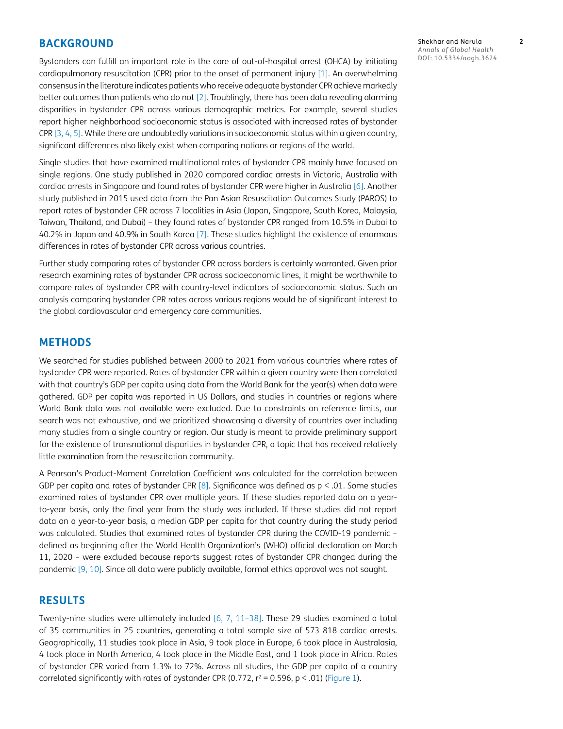## BACKGROUND

Bystanders can fulfill an important role in the care of out-of-hospital arrest (OHCA) by initiating cardiopulmonary resuscitation (CPR) prior to the onset of permanent injury [1]. An overwhelming consensus in the literature indicates patients who receive adequate bystander CPR achieve markedly better outcomes than patients who do not [2]. Troublingly, there has been data revealing alarming disparities in bystander CPR across various demographic metrics. For example, several studies report higher neighborhood socioeconomic status is associated with increased rates of bystander CPR [3, 4, 5]. While there are undoubtedly variations in socioeconomic status within a given country, significant differences also likely exist when comparing nations or regions of the world.

Single studies that have examined multinational rates of bystander CPR mainly have focused on single regions. One study published in 2020 compared cardiac arrests in Victoria, Australia with cardiac arrests in Singapore and found rates of bystander CPR were higher in Australia [6]. Another study published in 2015 used data from the Pan Asian Resuscitation Outcomes Study (PAROS) to report rates of bystander CPR across 7 localities in Asia (Japan, Singapore, South Korea, Malaysia, Taiwan, Thailand, and Dubai) – they found rates of bystander CPR ranged from 10.5% in Dubai to 40.2% in Japan and 40.9% in South Korea [7]. These studies highlight the existence of enormous differences in rates of bystander CPR across various countries.

Further study comparing rates of bystander CPR across borders is certainly warranted. Given prior research examining rates of bystander CPR across socioeconomic lines, it might be worthwhile to compare rates of bystander CPR with country-level indicators of socioeconomic status. Such an analysis comparing bystander CPR rates across various regions would be of significant interest to the global cardiovascular and emergency care communities.

## METHODS

We searched for studies published between 2000 to 2021 from various countries where rates of bystander CPR were reported. Rates of bystander CPR within a given country were then correlated with that country's GDP per capita using data from the World Bank for the year(s) when data were gathered. GDP per capita was reported in US Dollars, and studies in countries or regions where World Bank data was not available were excluded. Due to constraints on reference limits, our search was not exhaustive, and we prioritized showcasing a diversity of countries over including many studies from a single country or region. Our study is meant to provide preliminary support for the existence of transnational disparities in bystander CPR, a topic that has received relatively little examination from the resuscitation community.

A Pearson's Product-Moment Correlation Coefficient was calculated for the correlation between GDP per capita and rates of bystander CPR [8]. Significance was defined as $p < .01$. Some studies examined rates of bystander CPR over multiple years. If these studies reported data on a year-to-year basis, only the final year from the study was included. If these studies did not report data on a year-to-year basis, a median GDP per capita for that country during the study period was calculated. Studies that examined rates of bystander CPR during the COVID-19 pandemic – defined as beginning after the World Health Organization's (WHO) official declaration on March 11, 2020 – were excluded because reports suggest rates of bystander CPR changed during the pandemic [9, 10]. Since all data were publicly available, formal ethics approval was not sought.

## RESULTS

Twenty-nine studies were ultimately included [6, 7, 11–38]. These 29 studies examined a total of 35 communities in 25 countries, generating a total sample size of 573 818 cardiac arrests. Geographically, 11 studies took place in Asia, 9 took place in Europe, 6 took place in Australasia, 4 took place in North America, 4 took place in the Middle East, and 1 took place in Africa. Rates of bystander CPR varied from 1.3% to 72%. Across all studies, the GDP per capita of a country correlated significantly with rates of bystander CPR (0.772, $r^2 = 0.596$, $p < .01$) (Figure 1).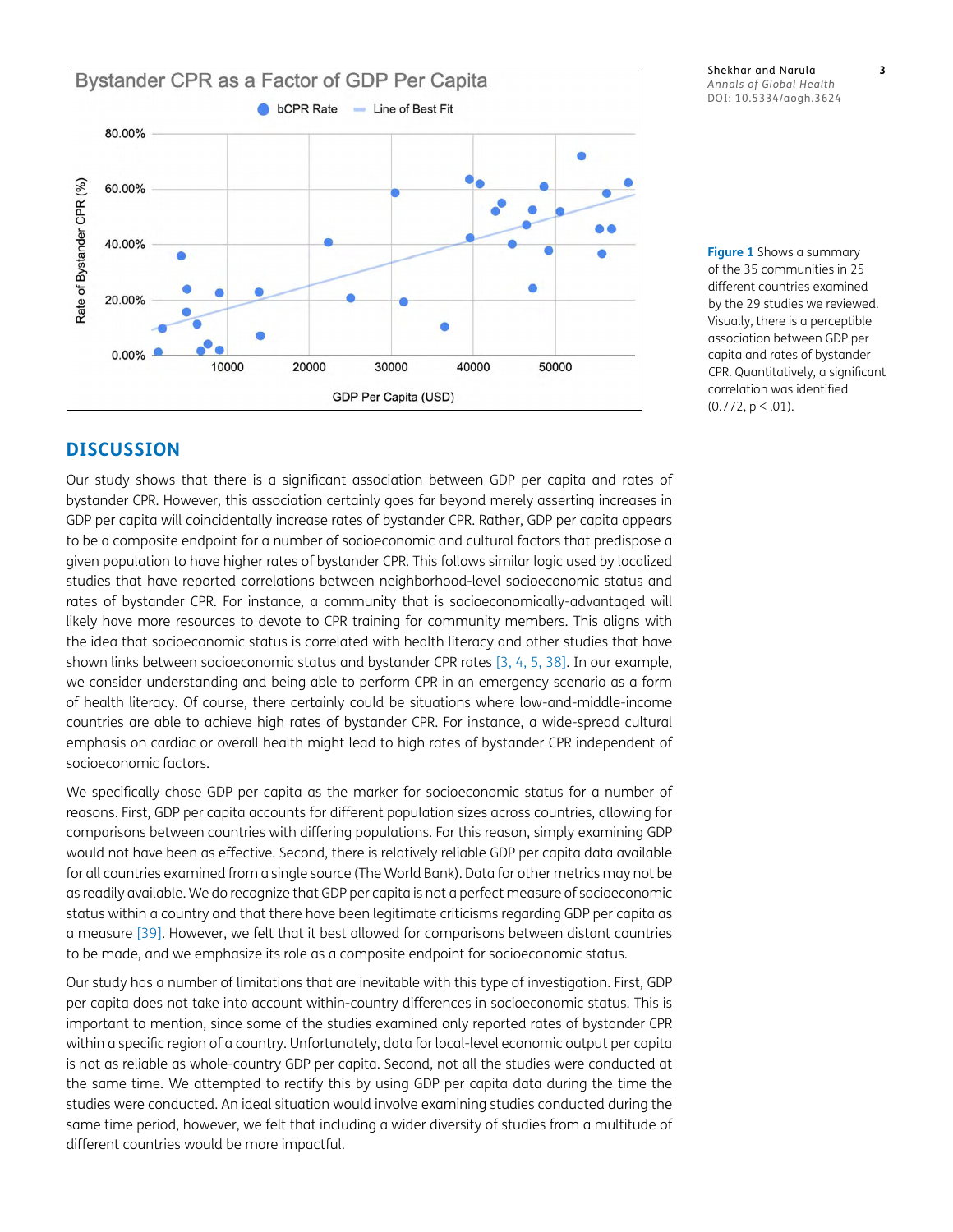**Figure 1** Shows a summary of the 35 communities in 25 different countries examined by the 29 studies we reviewed. Visually, there is a perceptible association between GDP per capita and rates of bystander CPR. Quantitatively, a significant correlation was identified (0.772, $p < .01$).

## DISCUSSION

Our study shows that there is a significant association between GDP per capita and rates of bystander CPR. However, this association certainly goes far beyond merely asserting increases in GDP per capita will coincidentally increase rates of bystander CPR. Rather, GDP per capita appears to be a composite endpoint for a number of socioeconomic and cultural factors that predispose a given population to have higher rates of bystander CPR. This follows similar logic used by localized studies that have reported correlations between neighborhood-level socioeconomic status and rates of bystander CPR. For instance, a community that is socioeconomically-advantaged will likely have more resources to devote to CPR training for community members. This aligns with the idea that socioeconomic status is correlated with health literacy and other studies that have shown links between socioeconomic status and bystander CPR rates [3, 4, 5, 38]. In our example, we consider understanding and being able to perform CPR in an emergency scenario as a form of health literacy. Of course, there certainly could be situations where low-and-middle-income countries are able to achieve high rates of bystander CPR. For instance, a wide-spread cultural emphasis on cardiac or overall health might lead to high rates of bystander CPR independent of socioeconomic factors.

We specifically chose GDP per capita as the marker for socioeconomic status for a number of reasons. First, GDP per capita accounts for different population sizes across countries, allowing for comparisons between countries with differing populations. For this reason, simply examining GDP would not have been as effective. Second, there is relatively reliable GDP per capita data available for all countries examined from a single source (The World Bank). Data for other metrics may not be as readily available. We do recognize that GDP per capita is not a perfect measure of socioeconomic status within a country and that there have been legitimate criticisms regarding GDP per capita as a measure [39]. However, we felt that it best allowed for comparisons between distant countries to be made, and we emphasize its role as a composite endpoint for socioeconomic status.

Our study has a number of limitations that are inevitable with this type of investigation. First, GDP per capita does not take into account within-country differences in socioeconomic status. This is important to mention, since some of the studies examined only reported rates of bystander CPR within a specific region of a country. Unfortunately, data for local-level economic output per capita is not as reliable as whole-country GDP per capita. Second, not all the studies were conducted at the same time. We attempted to rectify this by using GDP per capita data during the time the studies were conducted. An ideal situation would involve examining studies conducted during the same time period, however, we felt that including a wider diversity of studies from a multitude of different countries would be more impactful.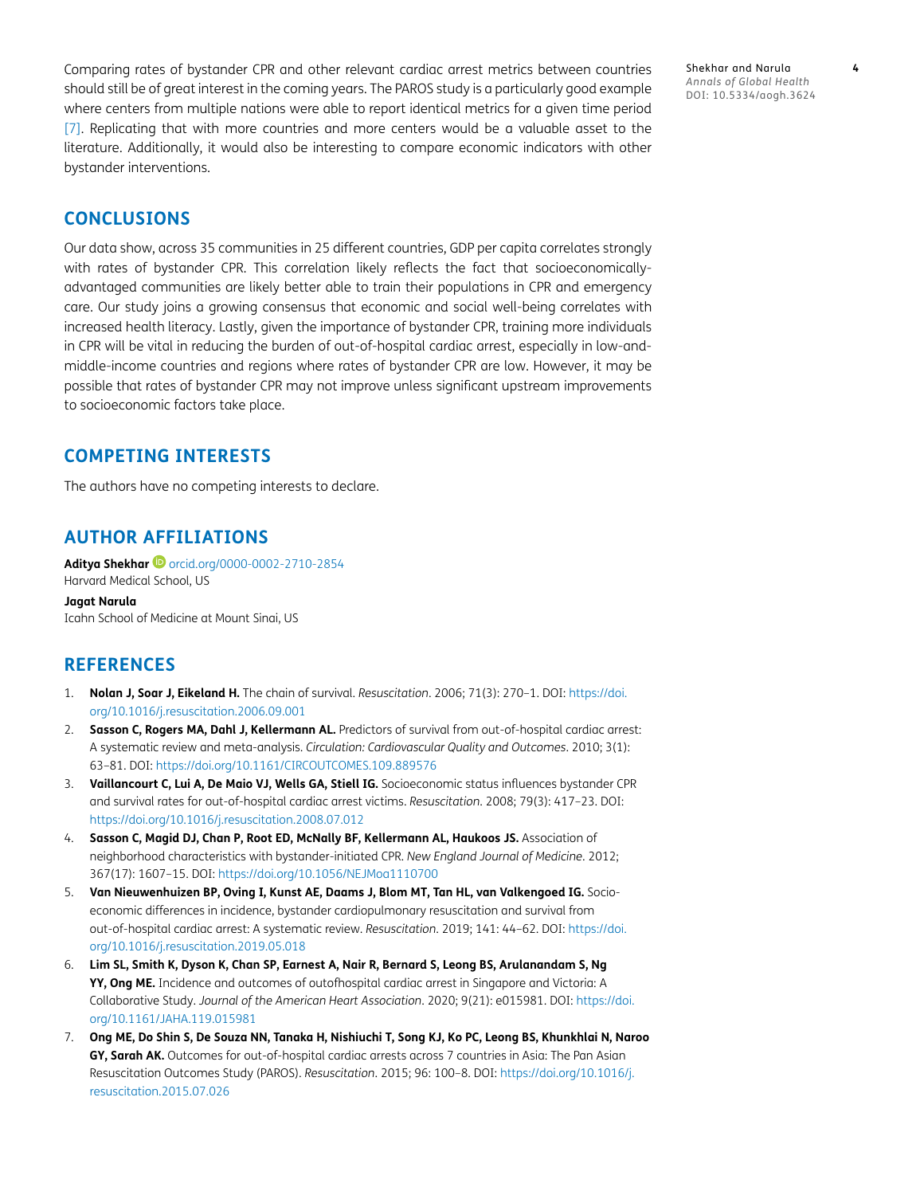Comparing rates of bystander CPR and other relevant cardiac arrest metrics between countries should still be of great interest in the coming years. The PAROS study is a particularly good example where centers from multiple nations were able to report identical metrics for a given time period [7]. Replicating that with more countries and more centers would be a valuable asset to the literature. Additionally, it would also be interesting to compare economic indicators with other bystander interventions.

## CONCLUSIONS

Our data show, across 35 communities in 25 different countries, GDP per capita correlates strongly with rates of bystander CPR. This correlation likely reflects the fact that socioeconomically-advantaged communities are likely better able to train their populations in CPR and emergency care. Our study joins a growing consensus that economic and social well-being correlates with increased health literacy. Lastly, given the importance of bystander CPR, training more individuals in CPR will be vital in reducing the burden of out-of-hospital cardiac arrest, especially in low-and-middle-income countries and regions where rates of bystander CPR are low. However, it may be possible that rates of bystander CPR may not improve unless significant upstream improvements to socioeconomic factors take place.

## COMPETING INTERESTS

The authors have no competing interests to declare.

## AUTHOR AFFILIATIONS

**Aditya Shekhar** orcid.org/0000-0002-2710-2854
Harvard Medical School, US

**Jagat Narula**
Icahn School of Medicine at Mount Sinai, US

## REFERENCES

1. **Nolan J, Soar J, Eikeland H.** The chain of survival. *Resuscitation*. 2006; 71(3): 270–1. DOI: https://doi.org/10.1016/j.resuscitation.2006.09.001
2. **Sasson C, Rogers MA, Dahl J, Kellermann AL.** Predictors of survival from out-of-hospital cardiac arrest: A systematic review and meta-analysis. *Circulation: Cardiovascular Quality and Outcomes*. 2010; 3(1): 63–81. DOI: https://doi.org/10.1161/CIRCOUTCOMES.109.889576
3. **Vaillancourt C, Lui A, De Maio VJ, Wells GA, Stiell IG.** Socioeconomic status influences bystander CPR and survival rates for out-of-hospital cardiac arrest victims. *Resuscitation*. 2008; 79(3): 417–23. DOI: https://doi.org/10.1016/j.resuscitation.2008.07.012
4. **Sasson C, Magid DJ, Chan P, Root ED, McNally BF, Kellermann AL, Haukoos JS.** Association of neighborhood characteristics with bystander-initiated CPR. *New England Journal of Medicine*. 2012; 367(17): 1607–15. DOI: https://doi.org/10.1056/NEJMoa1110700
5. **Van Nieuwenhuizen BP, Oving I, Kunst AE, Daams J, Blom MT, Tan HL, van Valkengoed IG.** Socio-economic differences in incidence, bystander cardiopulmonary resuscitation and survival from out-of-hospital cardiac arrest: A systematic review. *Resuscitation*. 2019; 141: 44–62. DOI: https://doi.org/10.1016/j.resuscitation.2019.05.018
6. **Lim SL, Smith K, Dyson K, Chan SP, Earnest A, Nair R, Bernard S, Leong BS, Arulanandam S, Ng YY, Ong ME.** Incidence and outcomes of outofhospital cardiac arrest in Singapore and Victoria: A Collaborative Study. *Journal of the American Heart Association*. 2020; 9(21): e015981. DOI: https://doi.org/10.1161/JAHA.119.015981
7. **Ong ME, Do Shin S, De Souza NN, Tanaka H, Nishiuchi T, Song KJ, Ko PC, Leong BS, Khunkhlai N, Naroo GY, Sarah AK.** Outcomes for out-of-hospital cardiac arrests across 7 countries in Asia: The Pan Asian Resuscitation Outcomes Study (PAROS). *Resuscitation*. 2015; 96: 100–8. DOI: https://doi.org/10.1016/j.resuscitation.2015.07.026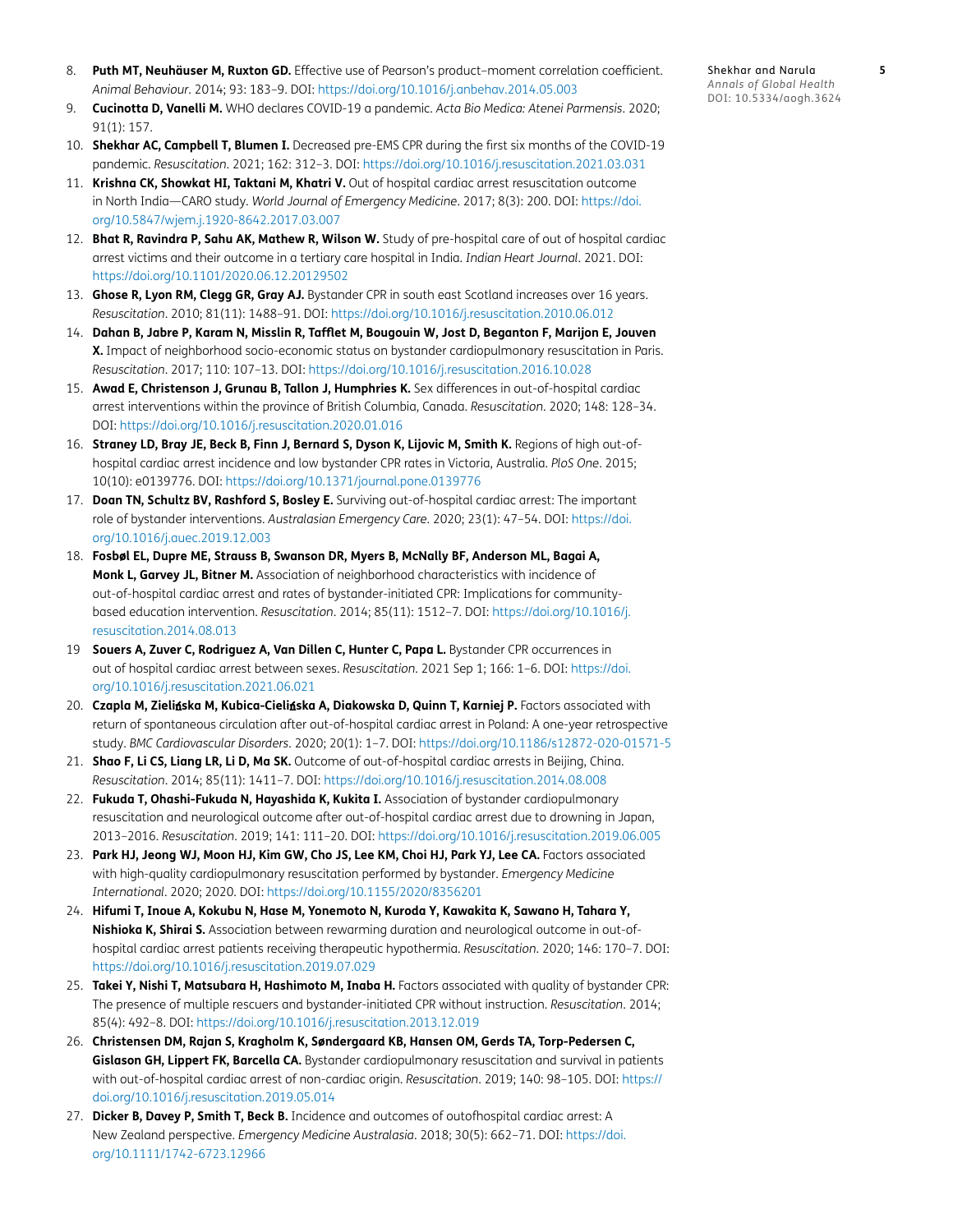8. **Puth MT, Neuhäuser M, Ruxton GD.** Effective use of Pearson's product–moment correlation coefficient. *Animal Behaviour*. 2014; 93: 183–9. DOI: https://doi.org/10.1016/j.anbehav.2014.05.003
9. **Cucinotta D, Vanelli M.** WHO declares COVID-19 a pandemic. *Acta Bio Medica: Atenei Parmensis*. 2020; 91(1): 157.
10. **Shekhar AC, Campbell T, Blumen I.** Decreased pre-EMS CPR during the first six months of the COVID-19 pandemic. *Resuscitation*. 2021; 162: 312–3. DOI: https://doi.org/10.1016/j.resuscitation.2021.03.031
11. **Krishna CK, Showkat HI, Taktani M, Khatri V.** Out of hospital cardiac arrest resuscitation outcome in North India—CARO study. *World Journal of Emergency Medicine*. 2017; 8(3): 200. DOI: https://doi.org/10.5847/wjem.j.1920-8642.2017.03.007
12. **Bhat R, Ravindra P, Sahu AK, Mathew R, Wilson W.** Study of pre-hospital care of out of hospital cardiac arrest victims and their outcome in a tertiary care hospital in India. *Indian Heart Journal*. 2021. DOI: https://doi.org/10.1101/2020.06.12.20129502
13. **Ghose R, Lyon RM, Clegg GR, Gray AJ.** Bystander CPR in south east Scotland increases over 16 years. *Resuscitation*. 2010; 81(11): 1488–91. DOI: https://doi.org/10.1016/j.resuscitation.2010.06.012
14. **Dahan B, Jabre P, Karam N, Misslin R, Tafflet M, Bougouin W, Jost D, Beganton F, Marijon E, Jouven X.** Impact of neighborhood socio-economic status on bystander cardiopulmonary resuscitation in Paris. *Resuscitation*. 2017; 110: 107–13. DOI: https://doi.org/10.1016/j.resuscitation.2016.10.028
15. **Awad E, Christenson J, Grunau B, Tallon J, Humphries K.** Sex differences in out-of-hospital cardiac arrest interventions within the province of British Columbia, Canada. *Resuscitation*. 2020; 148: 128–34. DOI: https://doi.org/10.1016/j.resuscitation.2020.01.016
16. **Straney LD, Bray JE, Beck B, Finn J, Bernard S, Dyson K, Lijovic M, Smith K.** Regions of high out-of-hospital cardiac arrest incidence and low bystander CPR rates in Victoria, Australia. *PloS One*. 2015; 10(10): e0139776. DOI: https://doi.org/10.1371/journal.pone.0139776
17. **Doan TN, Schultz BV, Rashford S, Bosley E.** Surviving out-of-hospital cardiac arrest: The important role of bystander interventions. *Australasian Emergency Care*. 2020; 23(1): 47–54. DOI: https://doi.org/10.1016/j.auec.2019.12.003
18. **Fosbøl EL, Dupre ME, Strauss B, Swanson DR, Myers B, McNally BF, Anderson ML, Bagai A, Monk L, Garvey JL, Bitner M.** Association of neighborhood characteristics with incidence of out-of-hospital cardiac arrest and rates of bystander-initiated CPR: Implications for community-based education intervention. *Resuscitation*. 2014; 85(11): 1512–7. DOI: https://doi.org/10.1016/j.resuscitation.2014.08.013
19. **Souers A, Zuver C, Rodriguez A, Van Dillen C, Hunter C, Papa L.** Bystander CPR occurrences in out of hospital cardiac arrest between sexes. *Resuscitation*. 2021 Sep 1; 166: 1–6. DOI: https://doi.org/10.1016/j.resuscitation.2021.06.021
20. **Czapla M, Zielińska M, Kubica-Cielińska A, Diakowska D, Quinn T, Karniej P.** Factors associated with return of spontaneous circulation after out-of-hospital cardiac arrest in Poland: A one-year retrospective study. *BMC Cardiovascular Disorders*. 2020; 20(1): 1–7. DOI: https://doi.org/10.1186/s12872-020-01571-5
21. **Shao F, Li CS, Liang LR, Li D, Ma SK.** Outcome of out-of-hospital cardiac arrests in Beijing, China. *Resuscitation*. 2014; 85(11): 1411–7. DOI: https://doi.org/10.1016/j.resuscitation.2014.08.008
22. **Fukuda T, Ohashi-Fukuda N, Hayashida K, Kukita I.** Association of bystander cardiopulmonary resuscitation and neurological outcome after out-of-hospital cardiac arrest due to drowning in Japan, 2013–2016. *Resuscitation*. 2019; 141: 111–20. DOI: https://doi.org/10.1016/j.resuscitation.2019.06.005
23. **Park HJ, Jeong WJ, Moon HJ, Kim GW, Cho JS, Lee KM, Choi HJ, Park YJ, Lee CA.** Factors associated with high-quality cardiopulmonary resuscitation performed by bystander. *Emergency Medicine International*. 2020; 2020. DOI: https://doi.org/10.1155/2020/8356201
24. **Hifumi T, Inoue A, Kokubu N, Hase M, Yonemoto N, Kuroda Y, Kawakita K, Sawano H, Tahara Y, Nishioka K, Shirai S.** Association between rewarming duration and neurological outcome in out-of-hospital cardiac arrest patients receiving therapeutic hypothermia. *Resuscitation*. 2020; 146: 170–7. DOI: https://doi.org/10.1016/j.resuscitation.2019.07.029
25. **Takei Y, Nishi T, Matsubara H, Hashimoto M, Inaba H.** Factors associated with quality of bystander CPR: The presence of multiple rescuers and bystander-initiated CPR without instruction. *Resuscitation*. 2014; 85(4): 492–8. DOI: https://doi.org/10.1016/j.resuscitation.2013.12.019
26. **Christensen DM, Rajan S, Kragholm K, Søndergaard KB, Hansen OM, Gerds TA, Torp-Pedersen C, Gislason GH, Lippert FK, Barcella CA.** Bystander cardiopulmonary resuscitation and survival in patients with out-of-hospital cardiac arrest of non-cardiac origin. *Resuscitation*. 2019; 140: 98–105. DOI: https://doi.org/10.1016/j.resuscitation.2019.05.014
27. **Dicker B, Davey P, Smith T, Beck B.** Incidence and outcomes of outofhospital cardiac arrest: A New Zealand perspective. *Emergency Medicine Australasia*. 2018; 30(5): 662–71. DOI: https://doi.org/10.1111/1742-6723.12966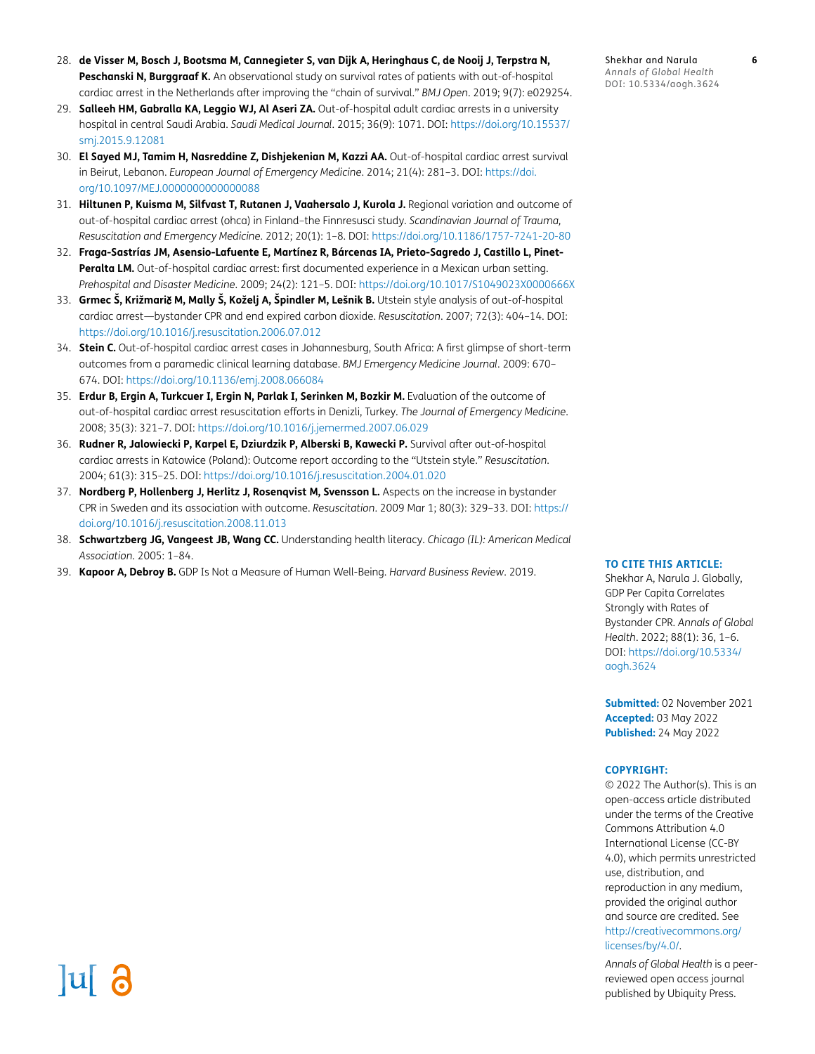28. **de Visser M, Bosch J, Bootsma M, Cannegieter S, van Dijk A, Heringhaus C, de Nooij J, Terpstra N, Peschanski N, Burggraaf K.** An observational study on survival rates of patients with out-of-hospital cardiac arrest in the Netherlands after improving the "chain of survival." *BMJ Open*. 2019; 9(7): e029254.
29. **Salleeh HM, Gabralla KA, Leggio WJ, Al Aseri ZA.** Out-of-hospital adult cardiac arrests in a university hospital in central Saudi Arabia. *Saudi Medical Journal*. 2015; 36(9): 1071. DOI: https://doi.org/10.15537/smj.2015.9.12081
30. **El Sayed MJ, Tamim H, Nasreddine Z, Dishjekenian M, Kazzi AA.** Out-of-hospital cardiac arrest survival in Beirut, Lebanon. *European Journal of Emergency Medicine*. 2014; 21(4): 281–3. DOI: https://doi.org/10.1097/MEJ.0000000000000088
31. **Hiltunen P, Kuisma M, Silfvast T, Rutanen J, Vaahersalo J, Kurola J.** Regional variation and outcome of out-of-hospital cardiac arrest (ohca) in Finland–the Finnresusci study. *Scandinavian Journal of Trauma, Resuscitation and Emergency Medicine*. 2012; 20(1): 1–8. DOI: https://doi.org/10.1186/1757-7241-20-80
32. **Fraga-Sastrías JM, Asensio-Lafuente E, Martínez R, Bárcenas IA, Prieto-Sagredo J, Castillo L, Pinet-Peralta LM.** Out-of-hospital cardiac arrest: first documented experience in a Mexican urban setting. *Prehospital and Disaster Medicine*. 2009; 24(2): 121–5. DOI: https://doi.org/10.1017/S1049023X0000666X
33. **Grmec Š, Križmarič M, Mally Š, Koželj A, Špindler M, Lešnik B.** Utstein style analysis of out-of-hospital cardiac arrest—bystander CPR and end expired carbon dioxide. *Resuscitation*. 2007; 72(3): 404–14. DOI: https://doi.org/10.1016/j.resuscitation.2006.07.012
34. **Stein C.** Out-of-hospital cardiac arrest cases in Johannesburg, South Africa: A first glimpse of short-term outcomes from a paramedic clinical learning database. *BMJ Emergency Medicine Journal*. 2009: 670–674. DOI: https://doi.org/10.1136/emj.2008.066084
35. **Erdur B, Ergin A, Turkcuer I, Ergin N, Parlak I, Serinken M, Bozkir M.** Evaluation of the outcome of out-of-hospital cardiac arrest resuscitation efforts in Denizli, Turkey. *The Journal of Emergency Medicine*. 2008; 35(3): 321–7. DOI: https://doi.org/10.1016/j.jemermed.2007.06.029
36. **Rudner R, Jalowiecki P, Karpel E, Dziurdzik P, Alberski B, Kawecki P.** Survival after out-of-hospital cardiac arrests in Katowice (Poland): Outcome report according to the "Utstein style." *Resuscitation*. 2004; 61(3): 315–25. DOI: https://doi.org/10.1016/j.resuscitation.2004.01.020
37. **Nordberg P, Hollenberg J, Herlitz J, Rosenqvist M, Svensson L.** Aspects on the increase in bystander CPR in Sweden and its association with outcome. *Resuscitation*. 2009 Mar 1; 80(3): 329–33. DOI: https://doi.org/10.1016/j.resuscitation.2008.11.013
38. **Schwartzberg JG, Vangeest JB, Wang CC.** Understanding health literacy. *Chicago (IL): American Medical Association*. 2005: 1–84.
39. **Kapoor A, Debroy B.** GDP Is Not a Measure of Human Well-Being. *Harvard Business Review*. 2019.

**TO CITE THIS ARTICLE:**
Shekhar A, Narula J. Globally, GDP Per Capita Correlates Strongly with Rates of Bystander CPR. *Annals of Global Health*. 2022; 88(1): 36, 1–6. DOI: https://doi.org/10.5334/aogh.3624

**Submitted:** 02 November 2021
**Accepted:** 03 May 2022
**Published:** 24 May 2022

**COPYRIGHT:**
© 2022 The Author(s). This is an open-access article distributed under the terms of the Creative Commons Attribution 4.0 International License (CC-BY 4.0), which permits unrestricted use, distribution, and reproduction in any medium, provided the original author and source are credited. See http://creativecommons.org/licenses/by/4.0/.

*Annals of Global Health* is a peer-reviewed open access journal published by Ubiquity Press.